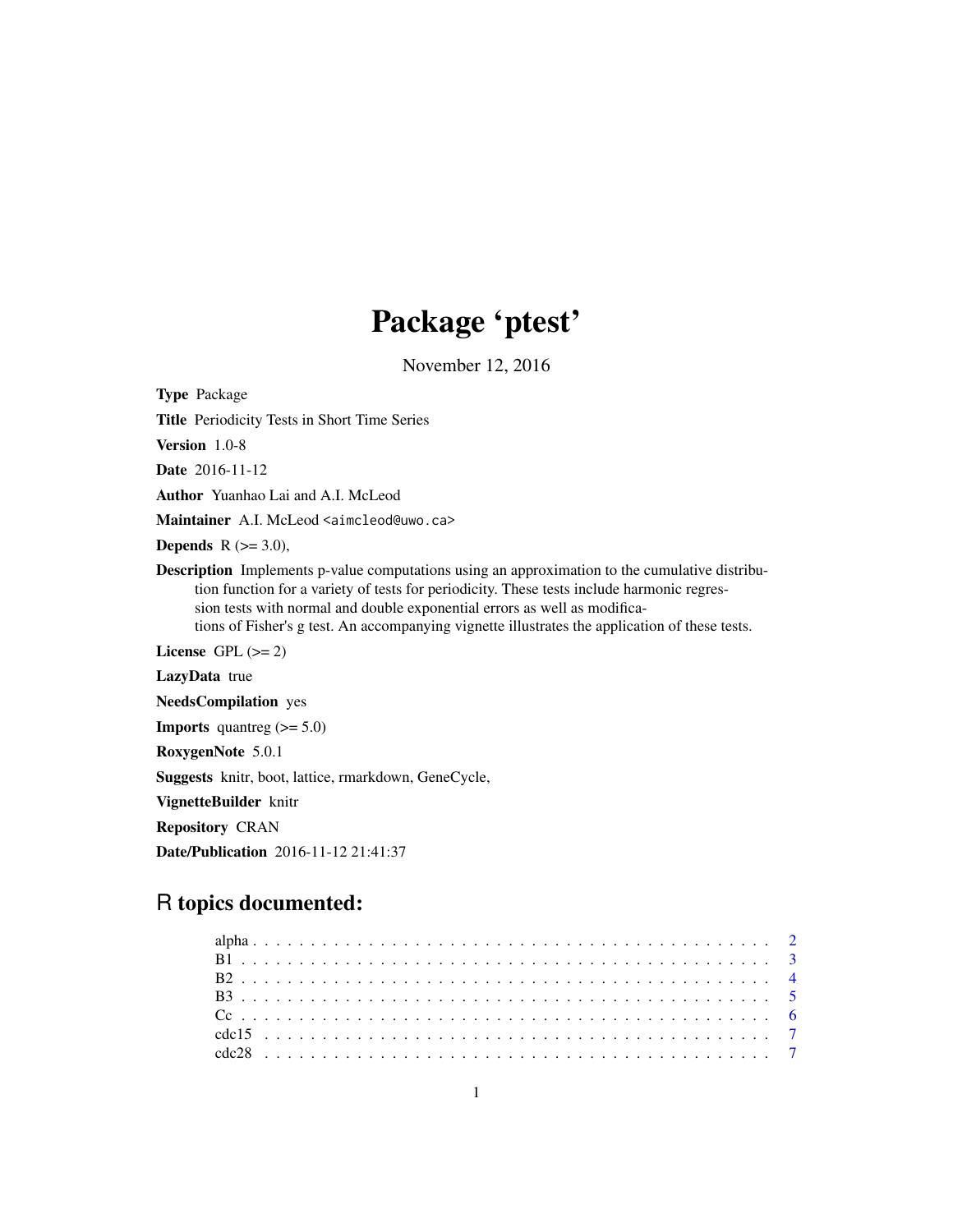# Package 'ptest'

November 12, 2016

**Type** Package

**Title** Periodicity Tests in Short Time Series

**Version** 1.0-8

**Date** 2016-11-12

**Author** Yuanhao Lai and A.I. McLeod

**Maintainer** A.I. McLeod <aimcleod@uwo.ca>

**Depends** R (>= 3.0),

**Description** Implements p-value computations using an approximation to the cumulative distribution function for a variety of tests for periodicity. These tests include harmonic regression tests with normal and double exponential errors as well as modifications of Fisher's g test. An accompanying vignette illustrates the application of these tests.

**License** GPL (>= 2)

**LazyData** true

**NeedsCompilation** yes

**Imports** quantreg (>= 5.0)

**RoxygenNote** 5.0.1

**Suggests** knitr, boot, lattice, rmarkdown, GeneCycle,

**VignetteBuilder** knitr

**Repository** CRAN

**Date/Publication** 2016-11-12 21:41:37

## R topics documented:

| | |
|---|---|
| alpha | 2 |
| B1 | 3 |
| B2 | 4 |
| B3 | 5 |
| Cc | 6 |
| cdc15 | 7 |
| cdc28 | 7 |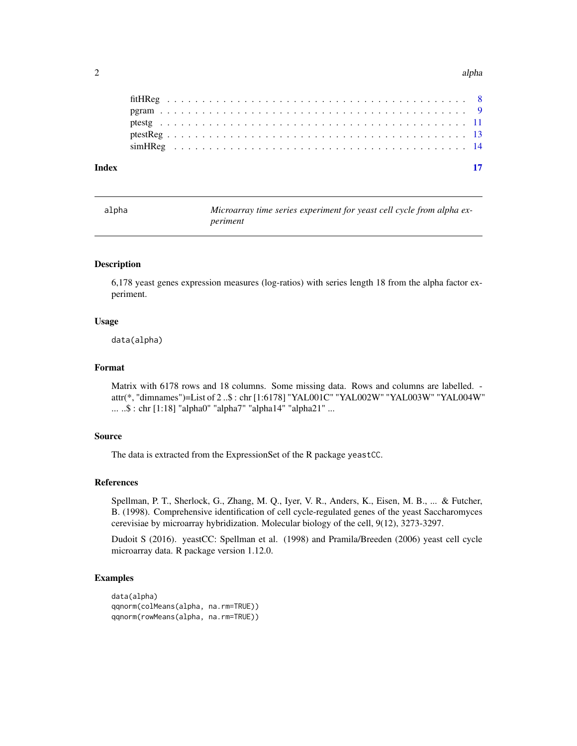fitHReg . . . . . . . . . . . . . . . . . . . . . . . . . . . . . . . . . . . . . . . . 8
pgram . . . . . . . . . . . . . . . . . . . . . . . . . . . . . . . . . . . . . . . . . 9
ptestg . . . . . . . . . . . . . . . . . . . . . . . . . . . . . . . . . . . . . . . . . 11
ptestReg . . . . . . . . . . . . . . . . . . . . . . . . . . . . . . . . . . . . . . . . 13
simHReg . . . . . . . . . . . . . . . . . . . . . . . . . . . . . . . . . . . . . . . . 14

**Index** **17**

---

`alpha` *Microarray time series experiment for yeast cell cycle from alpha experiment*

---

### Description

6,178 yeast genes expression measures (log-ratios) with series length 18 from the alpha factor experiment.

### Usage

```
data(alpha)
```

### Format

Matrix with 6178 rows and 18 columns. Some missing data. Rows and columns are labelled. - attr(*, "dimnames")=List of 2 ..$ : chr [1:6178] "YAL001C" "YAL002W" "YAL003W" "YAL004W" ... ..$ : chr [1:18] "alpha0" "alpha7" "alpha14" "alpha21" ...

### Source

The data is extracted from the ExpressionSet of the R package `yeastCC`.

### References

Spellman, P. T., Sherlock, G., Zhang, M. Q., Iyer, V. R., Anders, K., Eisen, M. B., ... & Futcher, B. (1998). Comprehensive identification of cell cycle-regulated genes of the yeast Saccharomyces cerevisiae by microarray hybridization. Molecular biology of the cell, 9(12), 3273-3297.

Dudoit S (2016). yeastCC: Spellman et al. (1998) and Pramila/Breeden (2006) yeast cell cycle microarray data. R package version 1.12.0.

### Examples

```
data(alpha)
qqnorm(colMeans(alpha, na.rm=TRUE))
qqnorm(rowMeans(alpha, na.rm=TRUE))
```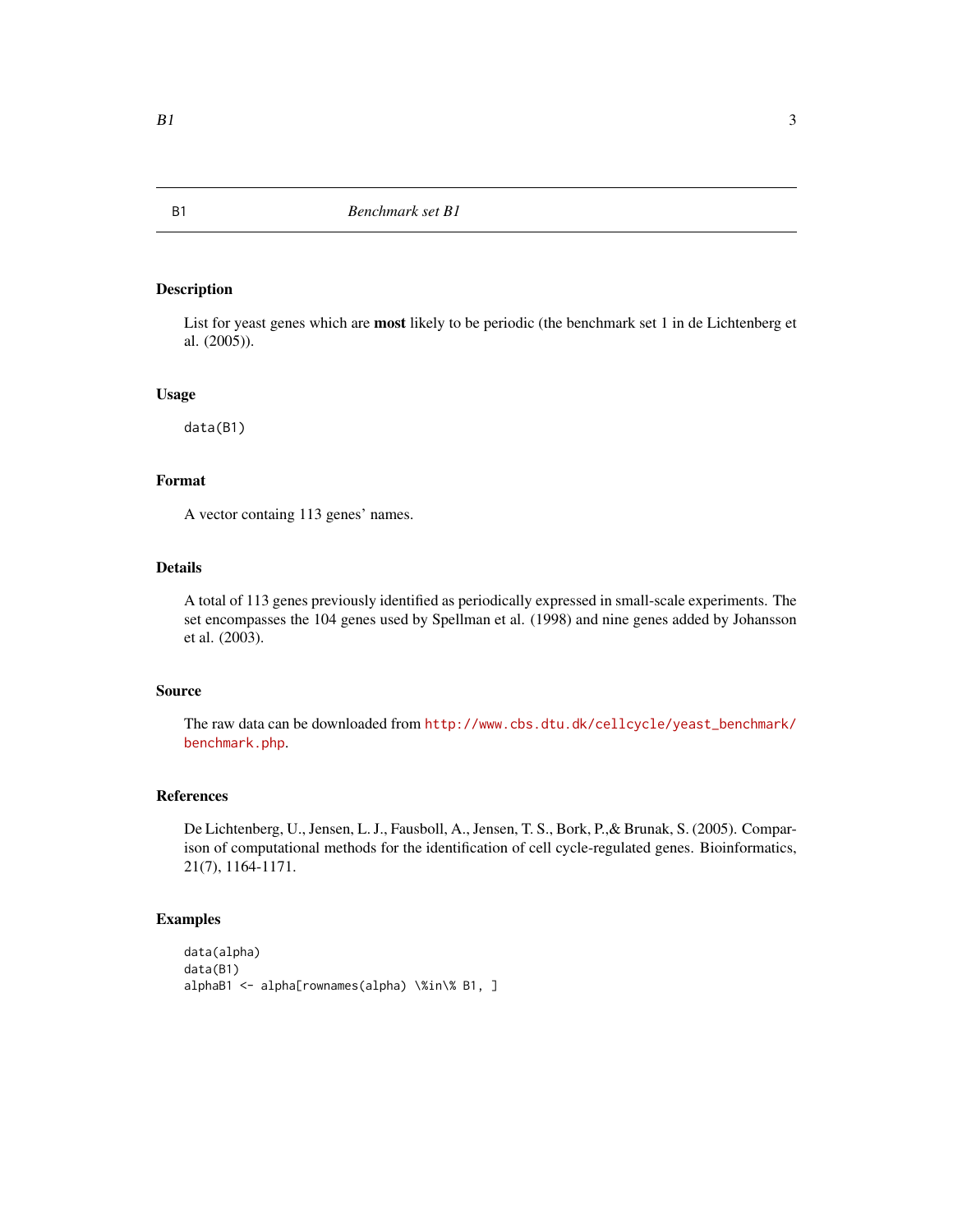B1 *Benchmark set B1*

## Description

List for yeast genes which are **most** likely to be periodic (the benchmark set 1 in de Lichtenberg et al. (2005)).

## Usage

```
data(B1)
```

## Format

A vector containg 113 genes' names.

## Details

A total of 113 genes previously identified as periodically expressed in small-scale experiments. The set encompasses the 104 genes used by Spellman et al. (1998) and nine genes added by Johansson et al. (2003).

## Source

The raw data can be downloaded from http://www.cbs.dtu.dk/cellcycle/yeast_benchmark/benchmark.php.

## References

De Lichtenberg, U., Jensen, L. J., Fausboll, A., Jensen, T. S., Bork, P.,& Brunak, S. (2005). Comparison of computational methods for the identification of cell cycle-regulated genes. Bioinformatics, 21(7), 1164-1171.

## Examples

```
data(alpha)
data(B1)
alphaB1 <- alpha[rownames(alpha) \%in\% B1, ]
```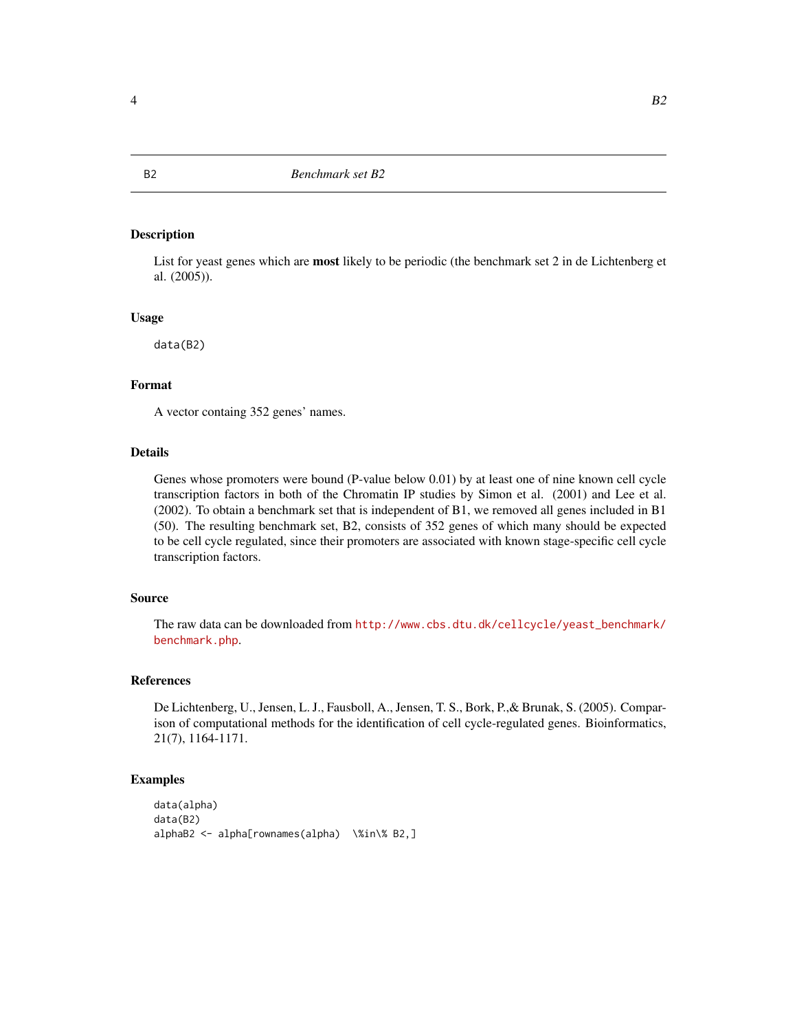# B2 — *Benchmark set B2*

## Description

List for yeast genes which are **most** likely to be periodic (the benchmark set 2 in de Lichtenberg et al. (2005)).

## Usage

```
data(B2)
```

## Format

A vector containg 352 genes' names.

## Details

Genes whose promoters were bound (P-value below 0.01) by at least one of nine known cell cycle transcription factors in both of the Chromatin IP studies by Simon et al. (2001) and Lee et al. (2002). To obtain a benchmark set that is independent of B1, we removed all genes included in B1 (50). The resulting benchmark set, B2, consists of 352 genes of which many should be expected to be cell cycle regulated, since their promoters are associated with known stage-specific cell cycle transcription factors.

## Source

The raw data can be downloaded from http://www.cbs.dtu.dk/cellcycle/yeast_benchmark/benchmark.php.

## References

De Lichtenberg, U., Jensen, L. J., Fausboll, A., Jensen, T. S., Bork, P.,& Brunak, S. (2005). Comparison of computational methods for the identification of cell cycle-regulated genes. Bioinformatics, 21(7), 1164-1171.

## Examples

```
data(alpha)
data(B2)
alphaB2 <- alpha[rownames(alpha)  \%in\% B2,]
```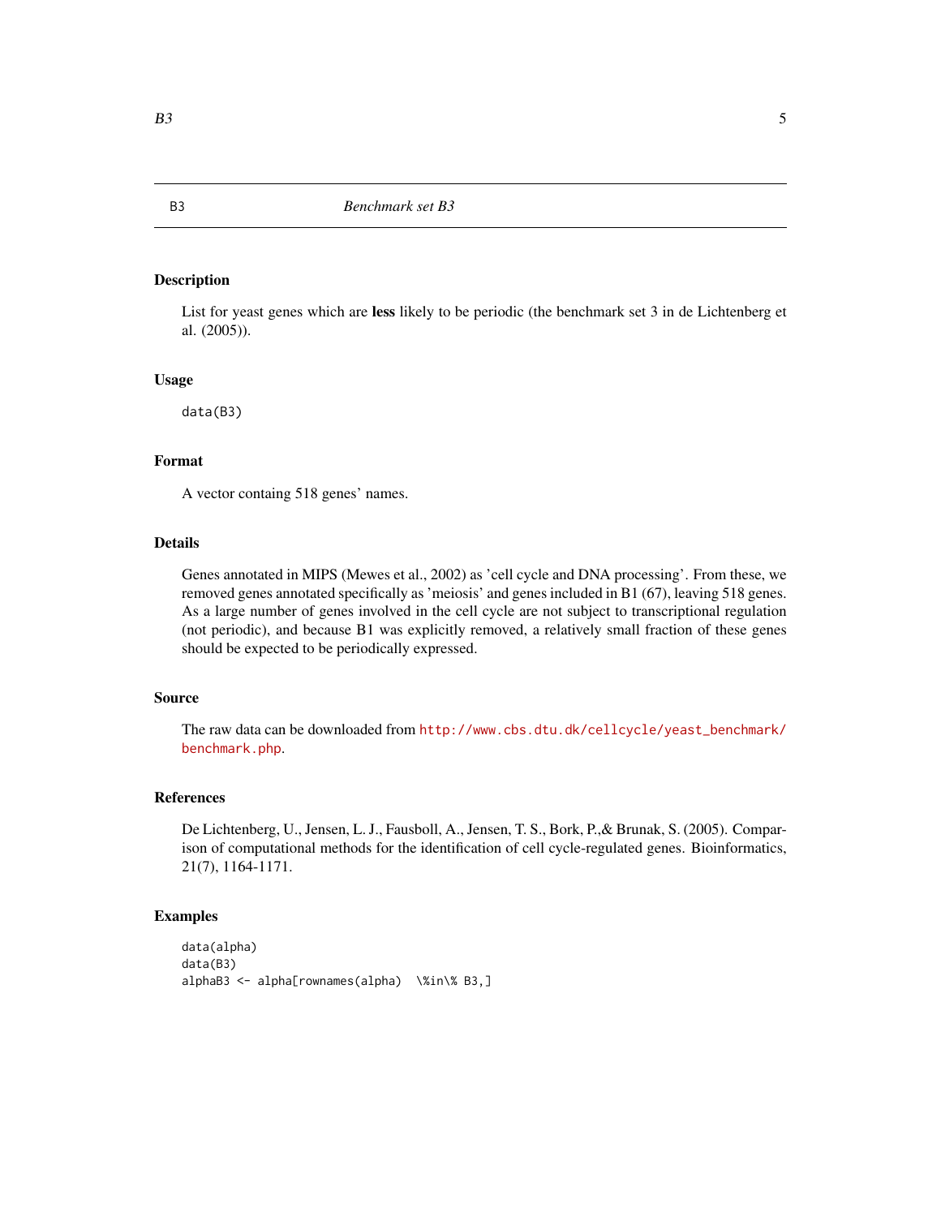# B3 — *Benchmark set B3*

## Description

List for yeast genes which are **less** likely to be periodic (the benchmark set 3 in de Lichtenberg et al. (2005)).

## Usage

```
data(B3)
```

## Format

A vector containg 518 genes' names.

## Details

Genes annotated in MIPS (Mewes et al., 2002) as 'cell cycle and DNA processing'. From these, we removed genes annotated specifically as 'meiosis' and genes included in B1 (67), leaving 518 genes. As a large number of genes involved in the cell cycle are not subject to transcriptional regulation (not periodic), and because B1 was explicitly removed, a relatively small fraction of these genes should be expected to be periodically expressed.

## Source

The raw data can be downloaded from http://www.cbs.dtu.dk/cellcycle/yeast_benchmark/benchmark.php.

## References

De Lichtenberg, U., Jensen, L. J., Fausboll, A., Jensen, T. S., Bork, P.,& Brunak, S. (2005). Comparison of computational methods for the identification of cell cycle-regulated genes. Bioinformatics, 21(7), 1164-1171.

## Examples

```
data(alpha)
data(B3)
alphaB3 <- alpha[rownames(alpha)  \%in\% B3,]
```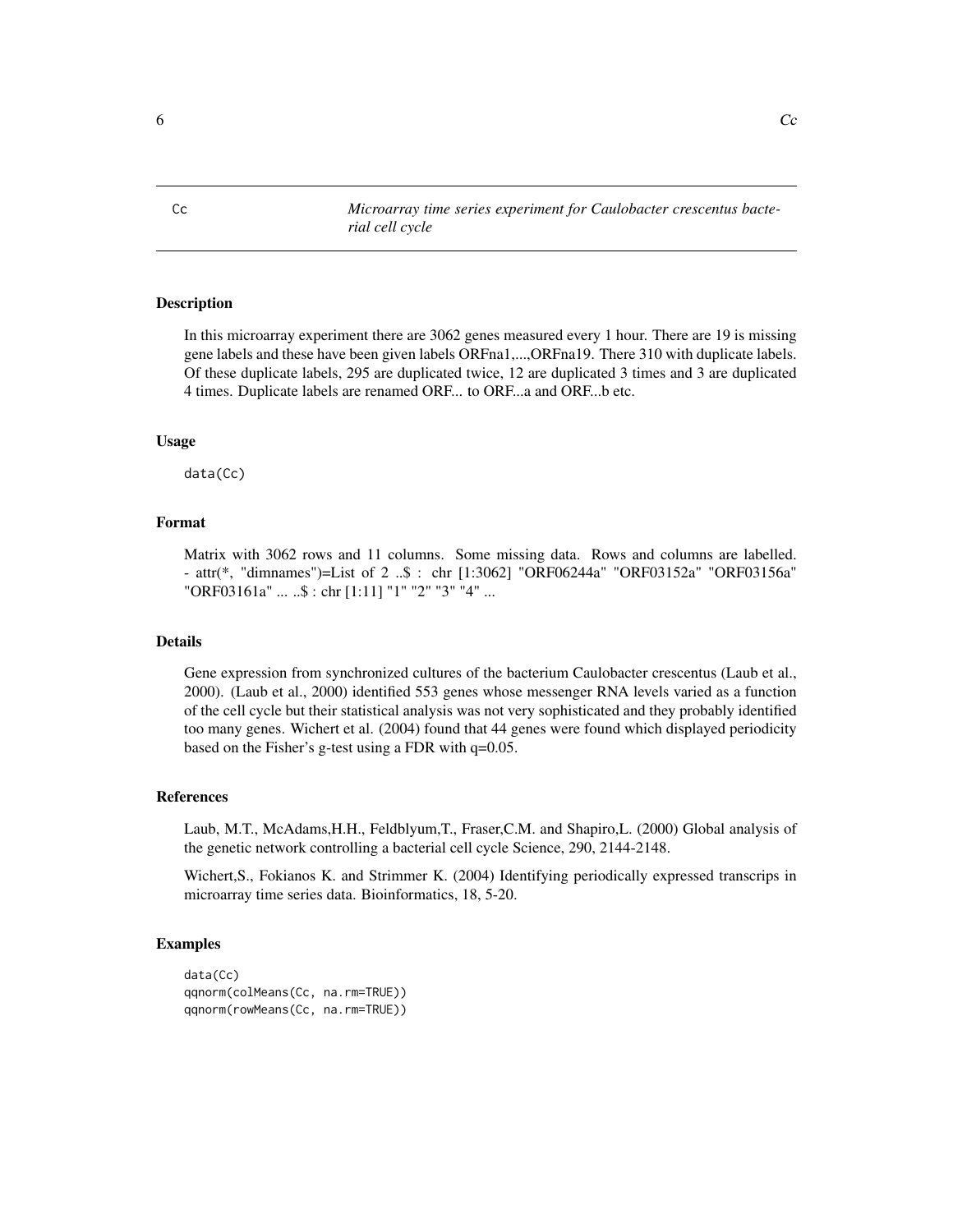Cc *Microarray time series experiment for Caulobacter crescentus bacterial cell cycle*

## Description

In this microarray experiment there are 3062 genes measured every 1 hour. There are 19 is missing gene labels and these have been given labels ORFna1,...,ORFna19. There 310 with duplicate labels. Of these duplicate labels, 295 are duplicated twice, 12 are duplicated 3 times and 3 are duplicated 4 times. Duplicate labels are renamed ORF... to ORF...a and ORF...b etc.

## Usage

```
data(Cc)
```

## Format

Matrix with 3062 rows and 11 columns. Some missing data. Rows and columns are labelled. - attr(*, "dimnames")=List of 2 ..$ : chr [1:3062] "ORF06244a" "ORF03152a" "ORF03156a" "ORF03161a" ... ..$ : chr [1:11] "1" "2" "3" "4" ...

## Details

Gene expression from synchronized cultures of the bacterium Caulobacter crescentus (Laub et al., 2000). (Laub et al., 2000) identified 553 genes whose messenger RNA levels varied as a function of the cell cycle but their statistical analysis was not very sophisticated and they probably identified too many genes. Wichert et al. (2004) found that 44 genes were found which displayed periodicity based on the Fisher's g-test using a FDR with q=0.05.

## References

Laub, M.T., McAdams,H.H., Feldblyum,T., Fraser,C.M. and Shapiro,L. (2000) Global analysis of the genetic network controlling a bacterial cell cycle Science, 290, 2144-2148.

Wichert,S., Fokianos K. and Strimmer K. (2004) Identifying periodically expressed transcrips in microarray time series data. Bioinformatics, 18, 5-20.

## Examples

```
data(Cc)
qqnorm(colMeans(Cc, na.rm=TRUE))
qqnorm(rowMeans(Cc, na.rm=TRUE))
```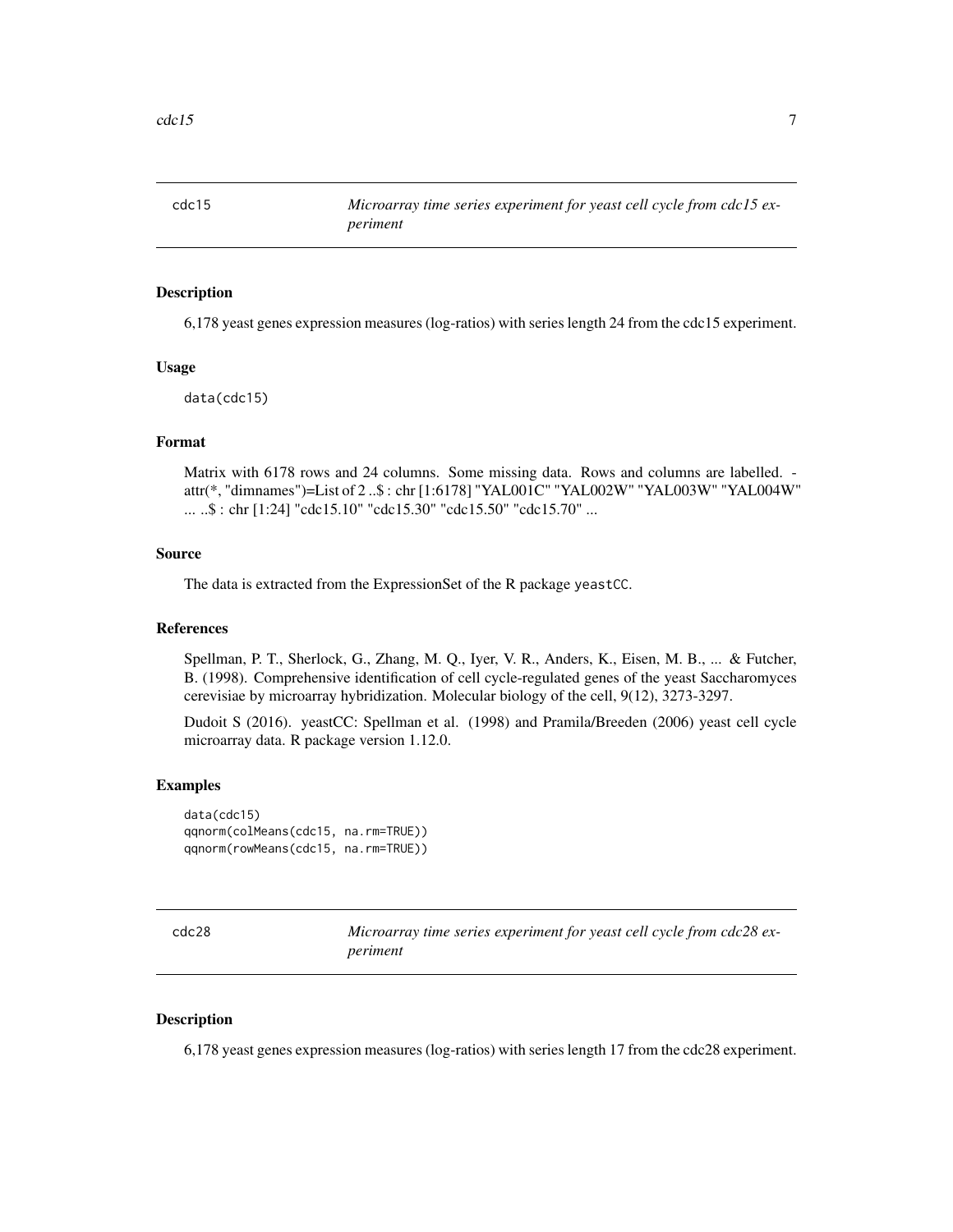## cdc15 — *Microarray time series experiment for yeast cell cycle from cdc15 experiment*

### Description

6,178 yeast genes expression measures (log-ratios) with series length 24 from the cdc15 experiment.

### Usage

```
data(cdc15)
```

### Format

Matrix with 6178 rows and 24 columns. Some missing data. Rows and columns are labelled. - attr(*, "dimnames")=List of 2 ..$ : chr [1:6178] "YAL001C" "YAL002W" "YAL003W" "YAL004W" ... ..$ : chr [1:24] "cdc15.10" "cdc15.30" "cdc15.50" "cdc15.70" ...

### Source

The data is extracted from the ExpressionSet of the R package `yeastCC`.

### References

Spellman, P. T., Sherlock, G., Zhang, M. Q., Iyer, V. R., Anders, K., Eisen, M. B., ... & Futcher, B. (1998). Comprehensive identification of cell cycle-regulated genes of the yeast Saccharomyces cerevisiae by microarray hybridization. Molecular biology of the cell, 9(12), 3273-3297.

Dudoit S (2016). yeastCC: Spellman et al. (1998) and Pramila/Breeden (2006) yeast cell cycle microarray data. R package version 1.12.0.

### Examples

```
data(cdc15)
qqnorm(colMeans(cdc15, na.rm=TRUE))
qqnorm(rowMeans(cdc15, na.rm=TRUE))
```

## cdc28 — *Microarray time series experiment for yeast cell cycle from cdc28 experiment*

### Description

6,178 yeast genes expression measures (log-ratios) with series length 17 from the cdc28 experiment.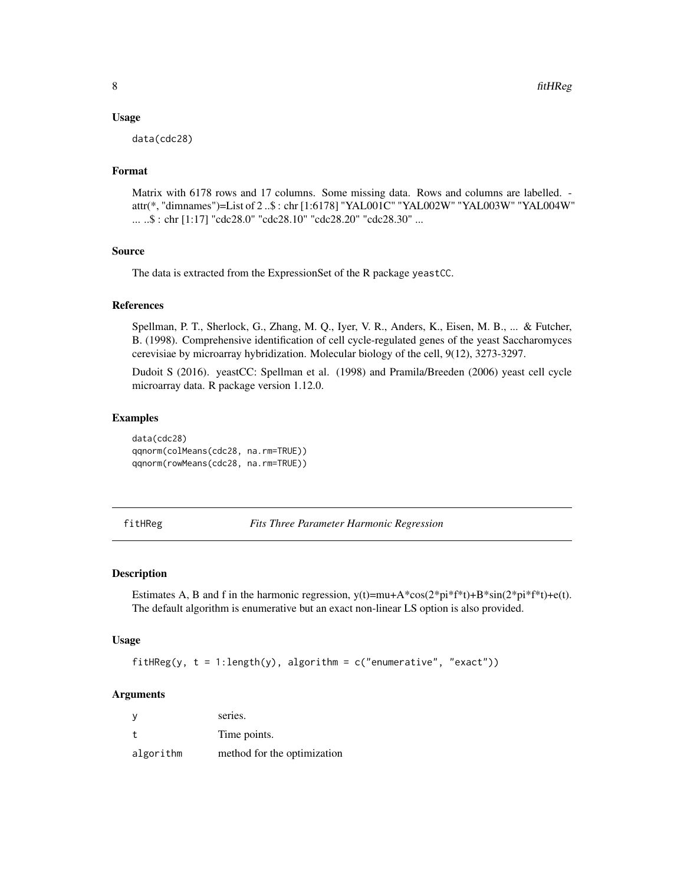### Usage

```
data(cdc28)
```

### Format

Matrix with 6178 rows and 17 columns. Some missing data. Rows and columns are labelled. - attr(*, "dimnames")=List of 2 ..$ : chr [1:6178] "YAL001C" "YAL002W" "YAL003W" "YAL004W" ... ..$ : chr [1:17] "cdc28.0" "cdc28.10" "cdc28.20" "cdc28.30" ...

### Source

The data is extracted from the ExpressionSet of the R package `yeastCC`.

### References

Spellman, P. T., Sherlock, G., Zhang, M. Q., Iyer, V. R., Anders, K., Eisen, M. B., ... & Futcher, B. (1998). Comprehensive identification of cell cycle-regulated genes of the yeast Saccharomyces cerevisiae by microarray hybridization. Molecular biology of the cell, 9(12), 3273-3297.

Dudoit S (2016). yeastCC: Spellman et al. (1998) and Pramila/Breeden (2006) yeast cell cycle microarray data. R package version 1.12.0.

### Examples

```
data(cdc28)
qqnorm(colMeans(cdc28, na.rm=TRUE))
qqnorm(rowMeans(cdc28, na.rm=TRUE))
```

---

## fitHReg — *Fits Three Parameter Harmonic Regression*

### Description

Estimates A, B and f in the harmonic regression, y(t)=mu+A*cos(2*pi*f*t)+B*sin(2*pi*f*t)+e(t). The default algorithm is enumerative but an exact non-linear LS option is also provided.

### Usage

```
fitHReg(y, t = 1:length(y), algorithm = c("enumerative", "exact"))
```

### Arguments

| | |
|---|---|
| `y` | series. |
| `t` | Time points. |
| `algorithm` | method for the optimization |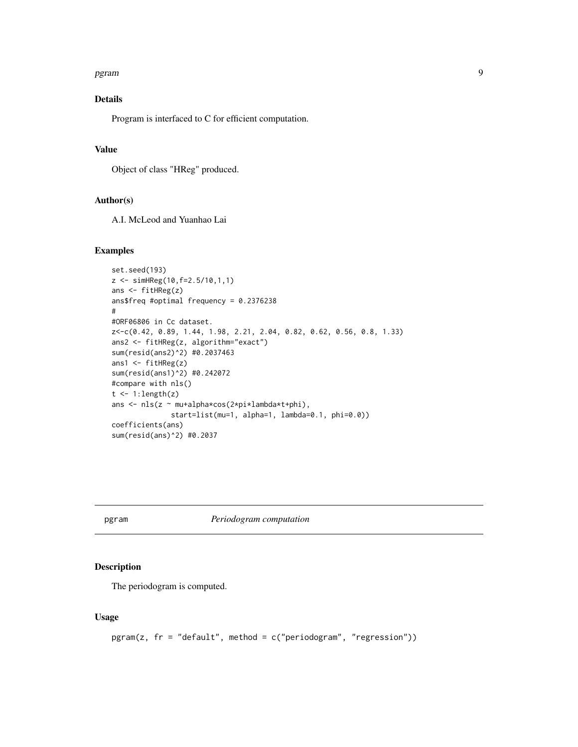## Details

Program is interfaced to C for efficient computation.

## Value

Object of class "HReg" produced.

## Author(s)

A.I. McLeod and Yuanhao Lai

## Examples

```
set.seed(193)
z <- simHReg(10,f=2.5/10,1,1)
ans <- fitHReg(z)
ans$freq #optimal frequency = 0.2376238
#
#ORF06806 in Cc dataset.
z<-c(0.42, 0.89, 1.44, 1.98, 2.21, 2.04, 0.82, 0.62, 0.56, 0.8, 1.33)
ans2 <- fitHReg(z, algorithm="exact")
sum(resid(ans2)^2) #0.2037463
ans1 <- fitHReg(z)
sum(resid(ans1)^2) #0.242072
#compare with nls()
t <- 1:length(z)
ans <- nls(z ~ mu+alpha*cos(2*pi*lambda*t+phi),
            start=list(mu=1, alpha=1, lambda=0.1, phi=0.0))
coefficients(ans)
sum(resid(ans)^2) #0.2037
```

---

# pgram *Periodogram computation*

## Description

The periodogram is computed.

## Usage

```
pgram(z, fr = "default", method = c("periodogram", "regression"))
```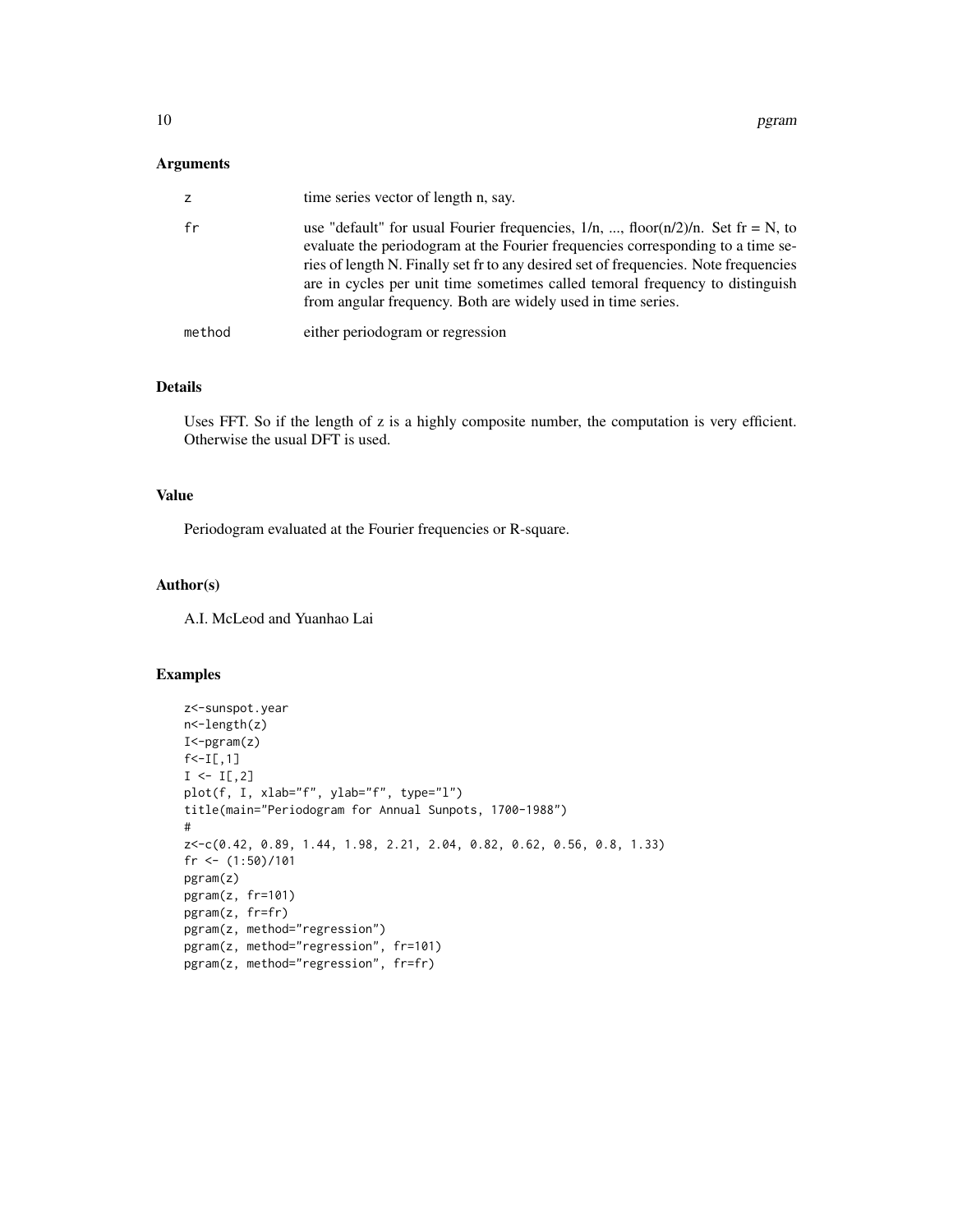### Arguments

| | |
|---|---|
| z | time series vector of length n, say. |
| fr | use "default" for usual Fourier frequencies, 1/n, ..., floor(n/2)/n. Set fr = N, to evaluate the periodogram at the Fourier frequencies corresponding to a time series of length N. Finally set fr to any desired set of frequencies. Note frequencies are in cycles per unit time sometimes called temoral frequency to distinguish from angular frequency. Both are widely used in time series. |
| method | either periodogram or regression |

### Details

Uses FFT. So if the length of z is a highly composite number, the computation is very efficient. Otherwise the usual DFT is used.

### Value

Periodogram evaluated at the Fourier frequencies or R-square.

### Author(s)

A.I. McLeod and Yuanhao Lai

### Examples

```
z<-sunspot.year
n<-length(z)
I<-pgram(z)
f<-I[,1]
I <- I[,2]
plot(f, I, xlab="f", ylab="f", type="l")
title(main="Periodogram for Annual Sunpots, 1700-1988")
#
z<-c(0.42, 0.89, 1.44, 1.98, 2.21, 2.04, 0.82, 0.62, 0.56, 0.8, 1.33)
fr <- (1:50)/101
pgram(z)
pgram(z, fr=101)
pgram(z, fr=fr)
pgram(z, method="regression")
pgram(z, method="regression", fr=101)
pgram(z, method="regression", fr=fr)
```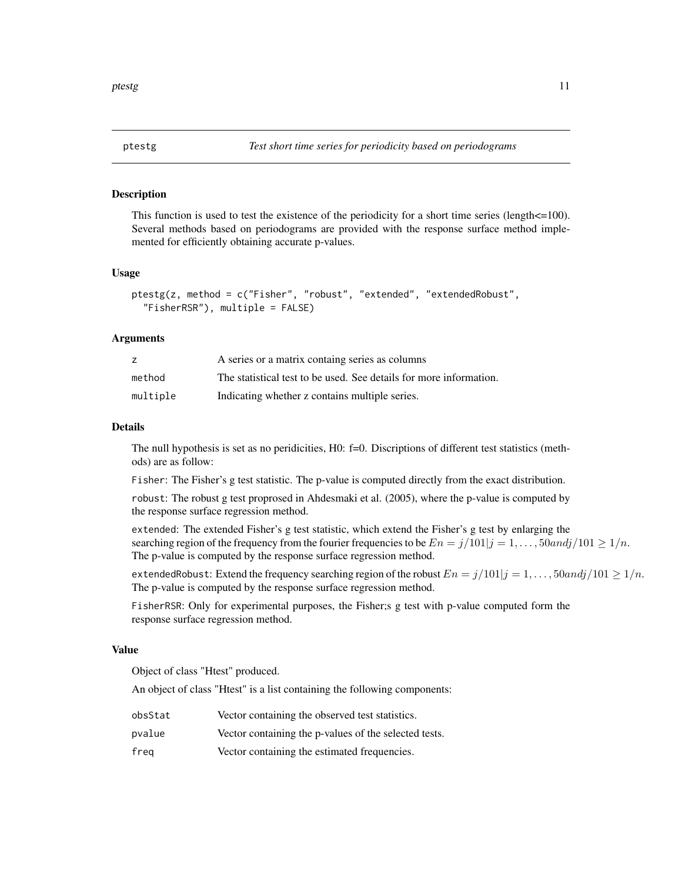# ptestg — *Test short time series for periodicity based on periodograms*

## Description

This function is used to test the existence of the periodicity for a short time series (length<=100). Several methods based on periodograms are provided with the response surface method implemented for efficiently obtaining accurate p-values.

## Usage

```
ptestg(z, method = c("Fisher", "robust", "extended", "extendedRobust",
  "FisherRSR"), multiple = FALSE)
```

## Arguments

| | |
|---|---|
| z | A series or a matrix containg series as columns |
| method | The statistical test to be used. See details for more information. |
| multiple | Indicating whether z contains multiple series. |

## Details

The null hypothesis is set as no peridicities, H0: f=0. Discriptions of different test statistics (methods) are as follow:

`Fisher`: The Fisher's g test statistic. The p-value is computed directly from the exact distribution.

`robust`: The robust g test proprosed in Ahdesmaki et al. (2005), where the p-value is computed by the response surface regression method.

`extended`: The extended Fisher's g test statistic, which extend the Fisher's g test by enlarging the searching region of the frequency from the fourier frequencies to be $En = j/101|j = 1, \ldots, 50 and j/101 \geq 1/n$. The p-value is computed by the response surface regression method.

`extendedRobust`: Extend the frequency searching region of the robust $En = j/101|j = 1, \ldots, 50 and j/101 \geq 1/n$. The p-value is computed by the response surface regression method.

`FisherRSR`: Only for experimental purposes, the Fisher;s g test with p-value computed form the response surface regression method.

## Value

Object of class "Htest" produced.

An object of class "Htest" is a list containing the following components:

| | |
|---|---|
| obsStat | Vector containing the observed test statistics. |
| pvalue | Vector containing the p-values of the selected tests. |
| freq | Vector containing the estimated frequencies. |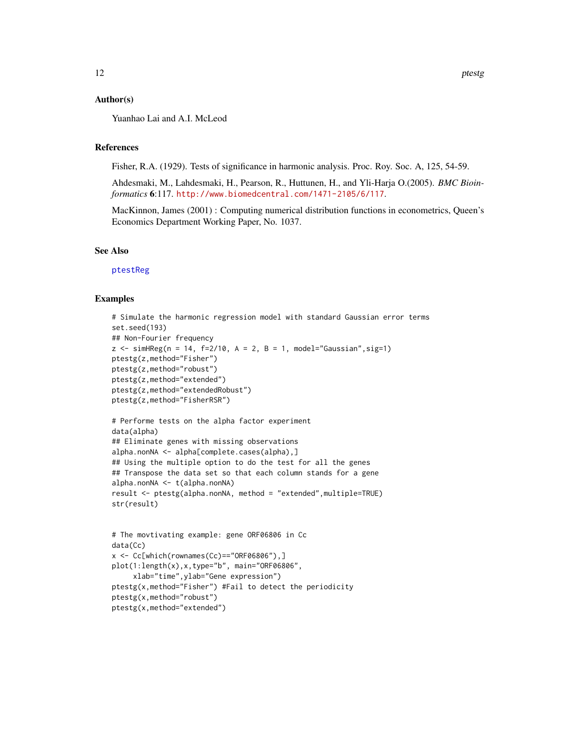## Author(s)

Yuanhao Lai and A.I. McLeod

## References

Fisher, R.A. (1929). Tests of significance in harmonic analysis. Proc. Roy. Soc. A, 125, 54-59.

Ahdesmaki, M., Lahdesmaki, H., Pearson, R., Huttunen, H., and Yli-Harja O.(2005). *BMC Bioinformatics* **6**:117. http://www.biomedcentral.com/1471-2105/6/117.

MacKinnon, James (2001) : Computing numerical distribution functions in econometrics, Queen's Economics Department Working Paper, No. 1037.

## See Also

ptestReg

## Examples

```
# Simulate the harmonic regression model with standard Gaussian error terms
set.seed(193)
## Non-Fourier frequency
z <- simHReg(n = 14, f=2/10, A = 2, B = 1, model="Gaussian",sig=1)
ptestg(z,method="Fisher")
ptestg(z,method="robust")
ptestg(z,method="extended")
ptestg(z,method="extendedRobust")
ptestg(z,method="FisherRSR")

# Performe tests on the alpha factor experiment
data(alpha)
## Eliminate genes with missing observations
alpha.nonNA <- alpha[complete.cases(alpha),]
## Using the multiple option to do the test for all the genes
## Transpose the data set so that each column stands for a gene
alpha.nonNA <- t(alpha.nonNA)
result <- ptestg(alpha.nonNA, method = "extended",multiple=TRUE)
str(result)


# The movtivating example: gene ORF06806 in Cc
data(Cc)
x <- Cc[which(rownames(Cc)=="ORF06806"),]
plot(1:length(x),x,type="b", main="ORF06806",
     xlab="time",ylab="Gene expression")
ptestg(x,method="Fisher") #Fail to detect the periodicity
ptestg(x,method="robust")
ptestg(x,method="extended")
```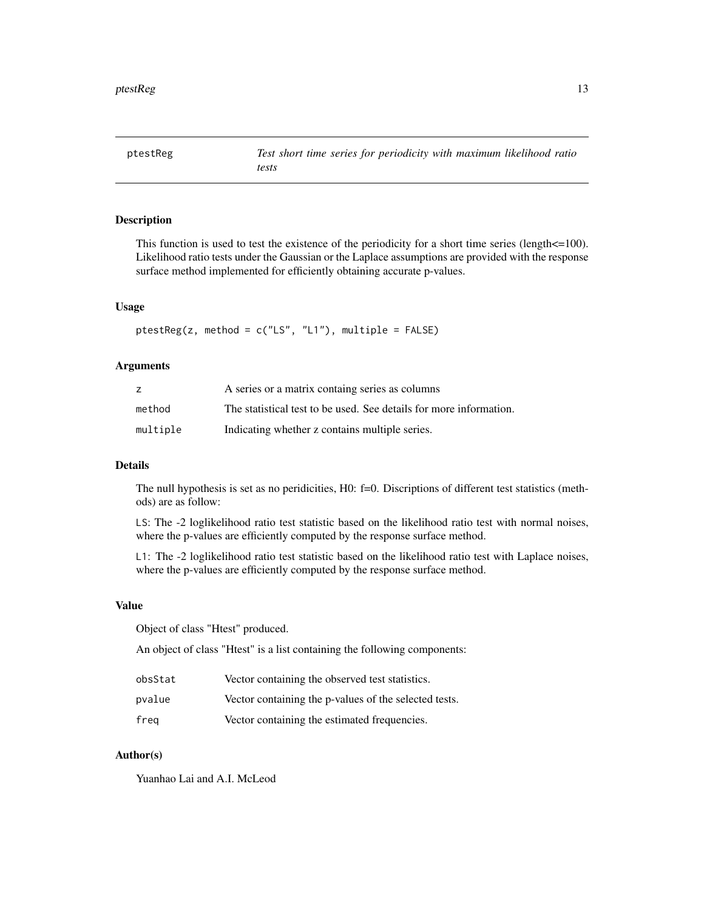## ptestReg — *Test short time series for periodicity with maximum likelihood ratio tests*

### Description

This function is used to test the existence of the periodicity for a short time series (length<=100). Likelihood ratio tests under the Gaussian or the Laplace assumptions are provided with the response surface method implemented for efficiently obtaining accurate p-values.

### Usage

```
ptestReg(z, method = c("LS", "L1"), multiple = FALSE)
```

### Arguments

| | |
|---|---|
| `z` | A series or a matrix containg series as columns |
| `method` | The statistical test to be used. See details for more information. |
| `multiple` | Indicating whether z contains multiple series. |

### Details

The null hypothesis is set as no peridicities, H0: f=0. Discriptions of different test statistics (methods) are as follow:

`LS`: The -2 loglikelihood ratio test statistic based on the likelihood ratio test with normal noises, where the p-values are efficiently computed by the response surface method.

`L1`: The -2 loglikelihood ratio test statistic based on the likelihood ratio test with Laplace noises, where the p-values are efficiently computed by the response surface method.

### Value

Object of class "Htest" produced.

An object of class "Htest" is a list containing the following components:

| | |
|---|---|
| `obsStat` | Vector containing the observed test statistics. |
| `pvalue` | Vector containing the p-values of the selected tests. |
| `freq` | Vector containing the estimated frequencies. |

### Author(s)

Yuanhao Lai and A.I. McLeod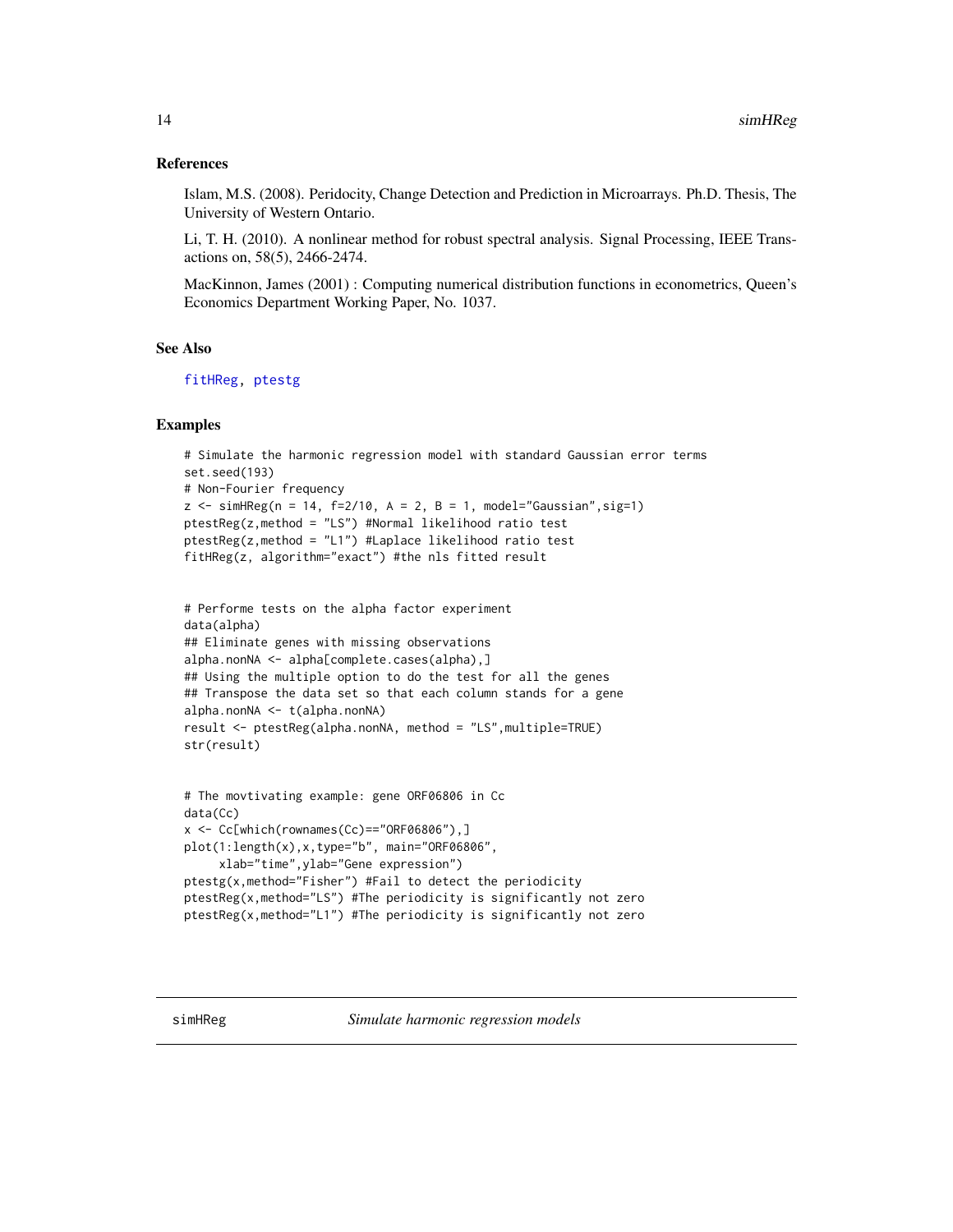### References

Islam, M.S. (2008). Peridocity, Change Detection and Prediction in Microarrays. Ph.D. Thesis, The University of Western Ontario.

Li, T. H. (2010). A nonlinear method for robust spectral analysis. Signal Processing, IEEE Transactions on, 58(5), 2466-2474.

MacKinnon, James (2001) : Computing numerical distribution functions in econometrics, Queen's Economics Department Working Paper, No. 1037.

### See Also

fitHReg, ptestg

### Examples

```
# Simulate the harmonic regression model with standard Gaussian error terms
set.seed(193)
# Non-Fourier frequency
z <- simHReg(n = 14, f=2/10, A = 2, B = 1, model="Gaussian",sig=1)
ptestReg(z,method = "LS") #Normal likelihood ratio test
ptestReg(z,method = "L1") #Laplace likelihood ratio test
fitHReg(z, algorithm="exact") #the nls fitted result


# Performe tests on the alpha factor experiment
data(alpha)
## Eliminate genes with missing observations
alpha.nonNA <- alpha[complete.cases(alpha),]
## Using the multiple option to do the test for all the genes
## Transpose the data set so that each column stands for a gene
alpha.nonNA <- t(alpha.nonNA)
result <- ptestReg(alpha.nonNA, method = "LS",multiple=TRUE)
str(result)


# The movtivating example: gene ORF06806 in Cc
data(Cc)
x <- Cc[which(rownames(Cc)=="ORF06806"),]
plot(1:length(x),x,type="b", main="ORF06806",
     xlab="time",ylab="Gene expression")
ptestg(x,method="Fisher") #Fail to detect the periodicity
ptestReg(x,method="LS") #The periodicity is significantly not zero
ptestReg(x,method="L1") #The periodicity is significantly not zero
```

---

simHReg *Simulate harmonic regression models*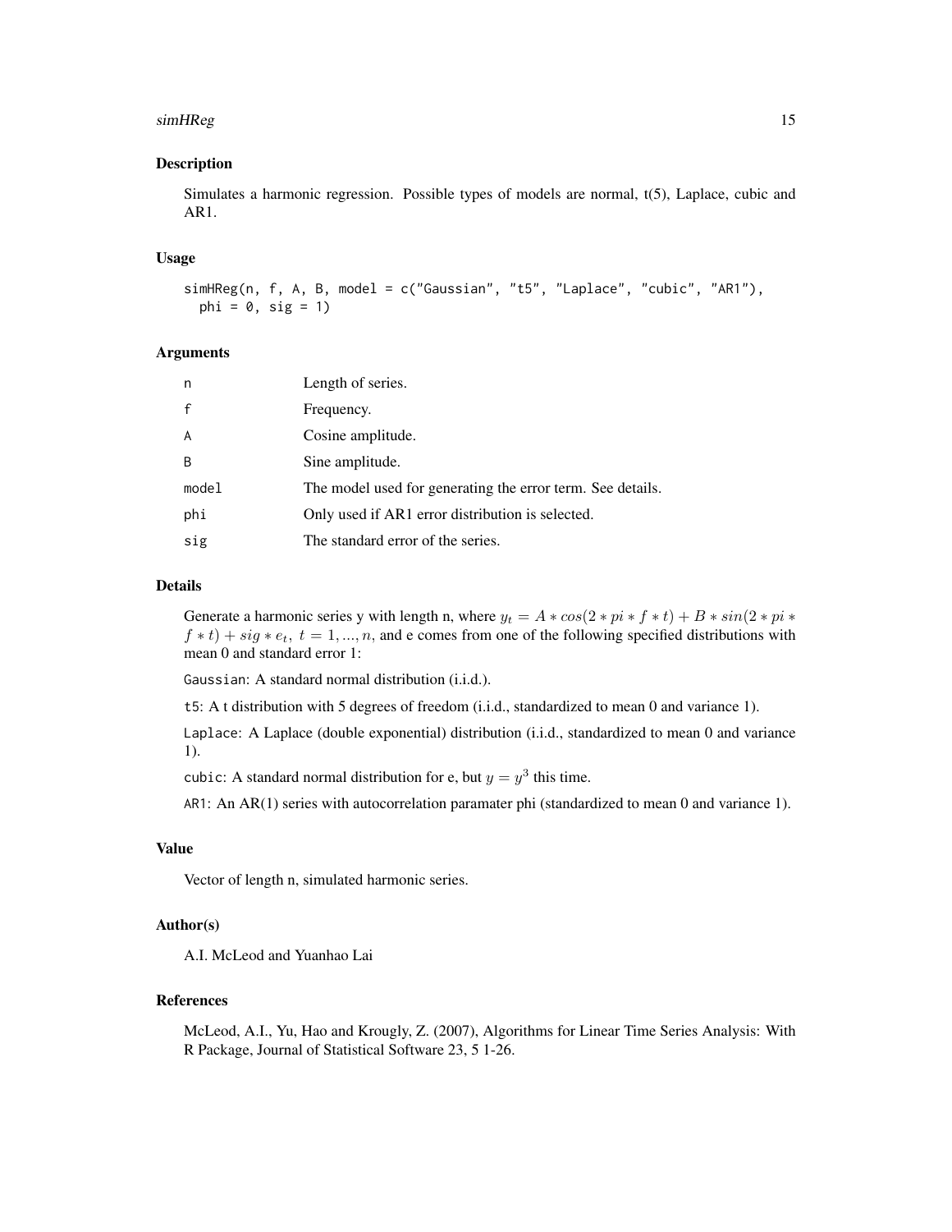# simHReg

## Description

Simulates a harmonic regression. Possible types of models are normal, t(5), Laplace, cubic and AR1.

## Usage

```
simHReg(n, f, A, B, model = c("Gaussian", "t5", "Laplace", "cubic", "AR1"),
  phi = 0, sig = 1)
```

## Arguments

| | |
|---|---|
| n | Length of series. |
| f | Frequency. |
| A | Cosine amplitude. |
| B | Sine amplitude. |
| model | The model used for generating the error term. See details. |
| phi | Only used if AR1 error distribution is selected. |
| sig | The standard error of the series. |

## Details

Generate a harmonic series y with length n, where $y_t = A * cos(2 * pi * f * t) + B * sin(2 * pi * f * t) + sig * e_t,\ t = 1, ..., n$, and e comes from one of the following specified distributions with mean 0 and standard error 1:

`Gaussian`: A standard normal distribution (i.i.d.).

`t5`: A t distribution with 5 degrees of freedom (i.i.d., standardized to mean 0 and variance 1).

`Laplace`: A Laplace (double exponential) distribution (i.i.d., standardized to mean 0 and variance 1).

`cubic`: A standard normal distribution for e, but $y = y^3$ this time.

`AR1`: An AR(1) series with autocorrelation paramater phi (standardized to mean 0 and variance 1).

## Value

Vector of length n, simulated harmonic series.

## Author(s)

A.I. McLeod and Yuanhao Lai

## References

McLeod, A.I., Yu, Hao and Krougly, Z. (2007), Algorithms for Linear Time Series Analysis: With R Package, Journal of Statistical Software 23, 5 1-26.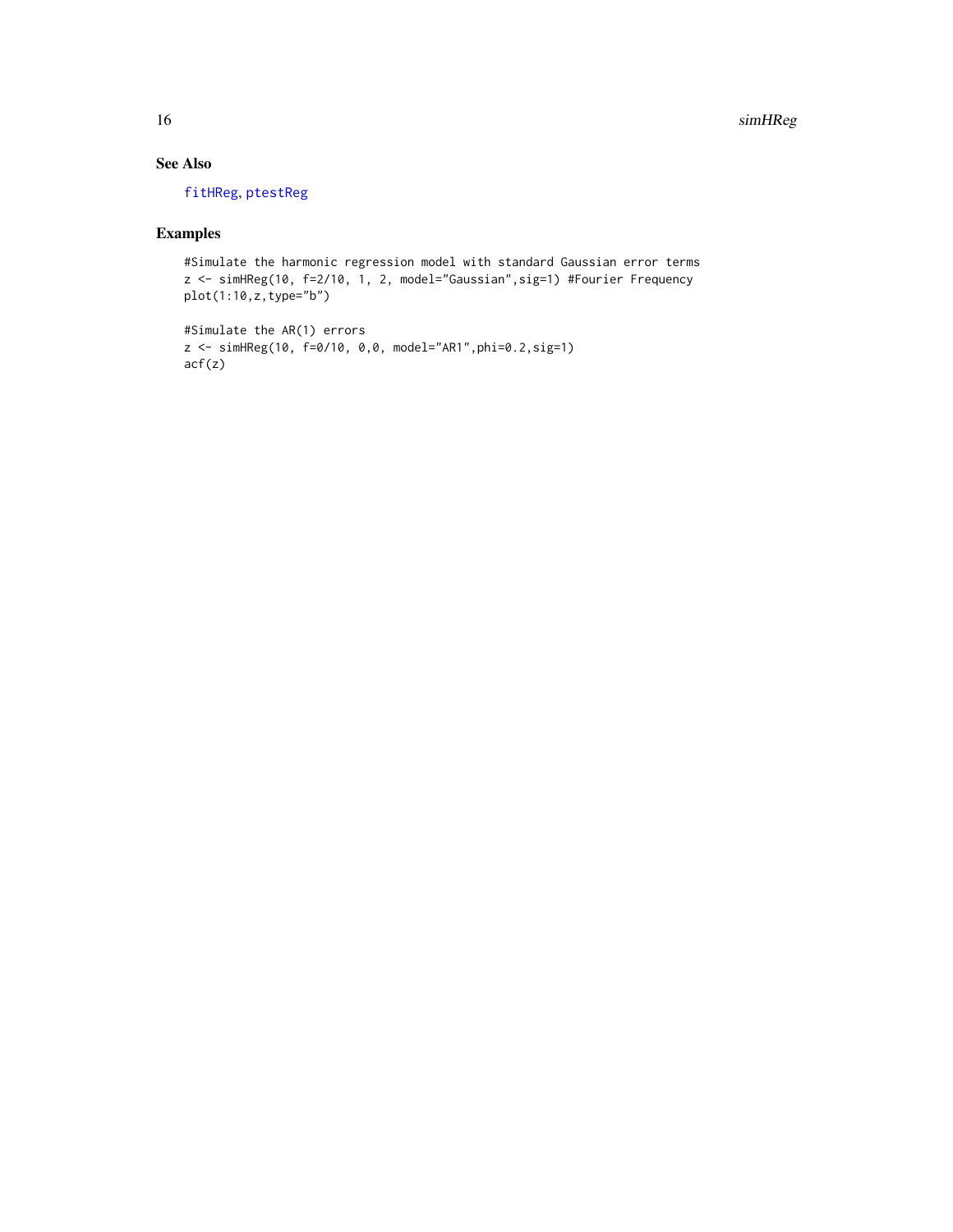## See Also

fitHReg, ptestReg

## Examples

```
#Simulate the harmonic regression model with standard Gaussian error terms
z <- simHReg(10, f=2/10, 1, 2, model="Gaussian",sig=1) #Fourier Frequency
plot(1:10,z,type="b")

#Simulate the AR(1) errors
z <- simHReg(10, f=0/10, 0,0, model="AR1",phi=0.2,sig=1)
acf(z)
```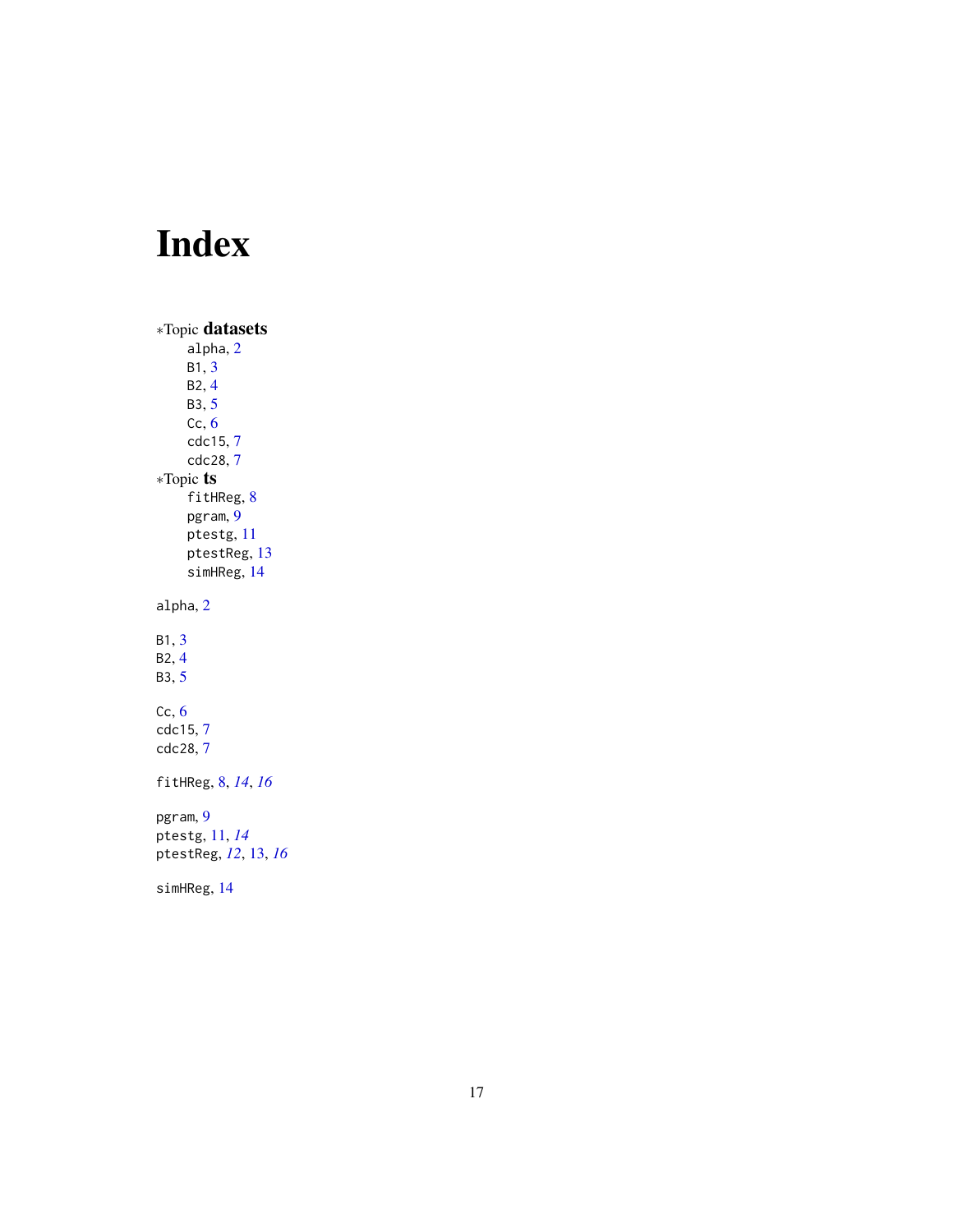# Index

*Topic **datasets**

- alpha, 2
- B1, 3
- B2, 4
- B3, 5
- Cc, 6
- cdc15, 7
- cdc28, 7

*Topic **ts**

- fitHReg, 8
- pgram, 9
- ptestg, 11
- ptestReg, 13
- simHReg, 14

alpha, 2

B1, 3
B2, 4
B3, 5

Cc, 6
cdc15, 7
cdc28, 7

fitHReg, 8, *14*, *16*

pgram, 9
ptestg, 11, *14*
ptestReg, *12*, 13, *16*

simHReg, 14